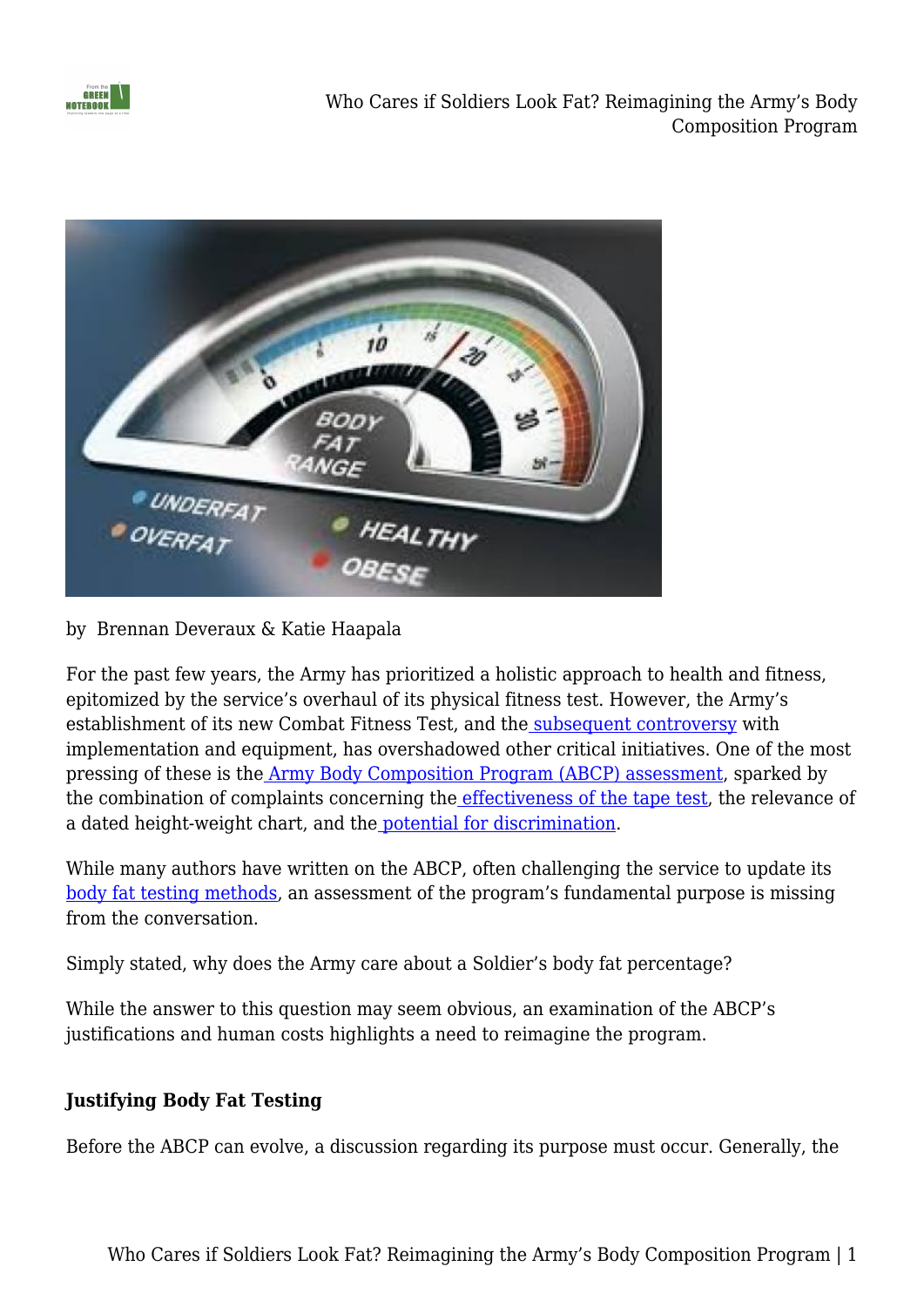by Brennan Deveraux & Katie Haapala

For the past few years, the Army has prioritized a holistic approach to health and fitness, epitomized by the service's overhaul of its physical fitness test. However, the Army's establishment of its new Combat Fitness Test, and the subsequent controversy with implementation and equipment, has overshadowed other critical initiatives. One of the most pressing of these is the Army Body Composition Program (ABCP) assessment, sparked by the combination of complaints concerning the effectiveness of the tape test, the relevance of a dated height-weight chart, and the potential for discrimination.

While many authors have written on the ABCP, often challenging the service to update its body fat testing methods, an assessment of the program's fundamental purpose is missing from the conversation.

Simply stated, why does the Army care about a Soldier's body fat percentage?

While the answer to this question may seem obvious, an examination of the ABCP's justifications and human costs highlights a need to reimagine the program.

**Justifying Body Fat Testing**

Before the ABCP can evolve, a discussion regarding its purpose must occur. Generally, the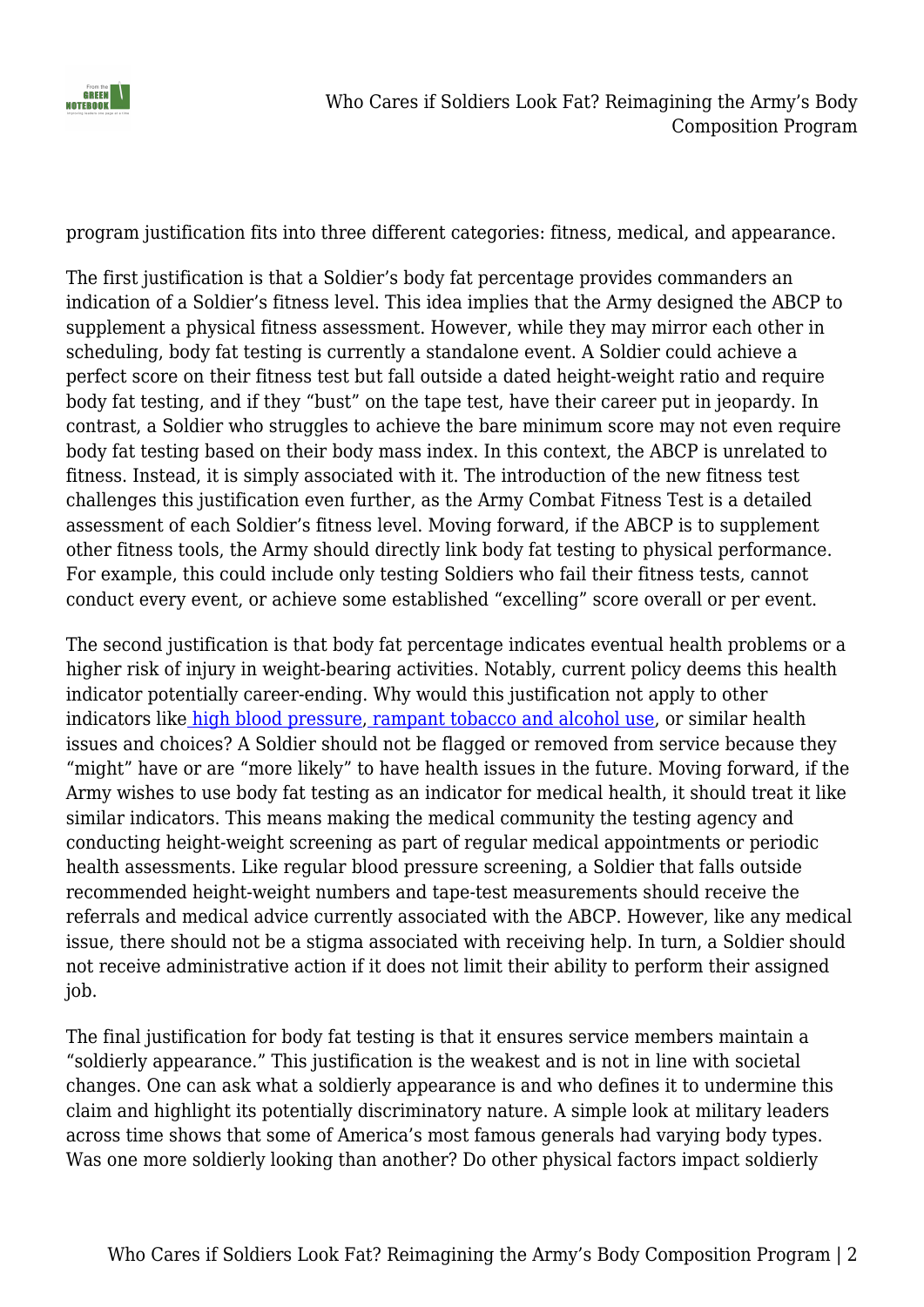program justification fits into three different categories: fitness, medical, and appearance.

The first justification is that a Soldier's body fat percentage provides commanders an indication of a Soldier's fitness level. This idea implies that the Army designed the ABCP to supplement a physical fitness assessment. However, while they may mirror each other in scheduling, body fat testing is currently a standalone event. A Soldier could achieve a perfect score on their fitness test but fall outside a dated height-weight ratio and require body fat testing, and if they "bust" on the tape test, have their career put in jeopardy. In contrast, a Soldier who struggles to achieve the bare minimum score may not even require body fat testing based on their body mass index. In this context, the ABCP is unrelated to fitness. Instead, it is simply associated with it. The introduction of the new fitness test challenges this justification even further, as the Army Combat Fitness Test is a detailed assessment of each Soldier's fitness level. Moving forward, if the ABCP is to supplement other fitness tools, the Army should directly link body fat testing to physical performance. For example, this could include only testing Soldiers who fail their fitness tests, cannot conduct every event, or achieve some established "excelling" score overall or per event.

The second justification is that body fat percentage indicates eventual health problems or a higher risk of injury in weight-bearing activities. Notably, current policy deems this health indicator potentially career-ending. Why would this justification not apply to other indicators like high blood pressure, rampant tobacco and alcohol use, or similar health issues and choices? A Soldier should not be flagged or removed from service because they "might" have or are "more likely" to have health issues in the future. Moving forward, if the Army wishes to use body fat testing as an indicator for medical health, it should treat it like similar indicators. This means making the medical community the testing agency and conducting height-weight screening as part of regular medical appointments or periodic health assessments. Like regular blood pressure screening, a Soldier that falls outside recommended height-weight numbers and tape-test measurements should receive the referrals and medical advice currently associated with the ABCP. However, like any medical issue, there should not be a stigma associated with receiving help. In turn, a Soldier should not receive administrative action if it does not limit their ability to perform their assigned job.

The final justification for body fat testing is that it ensures service members maintain a "soldierly appearance." This justification is the weakest and is not in line with societal changes. One can ask what a soldierly appearance is and who defines it to undermine this claim and highlight its potentially discriminatory nature. A simple look at military leaders across time shows that some of America's most famous generals had varying body types. Was one more soldierly looking than another? Do other physical factors impact soldierly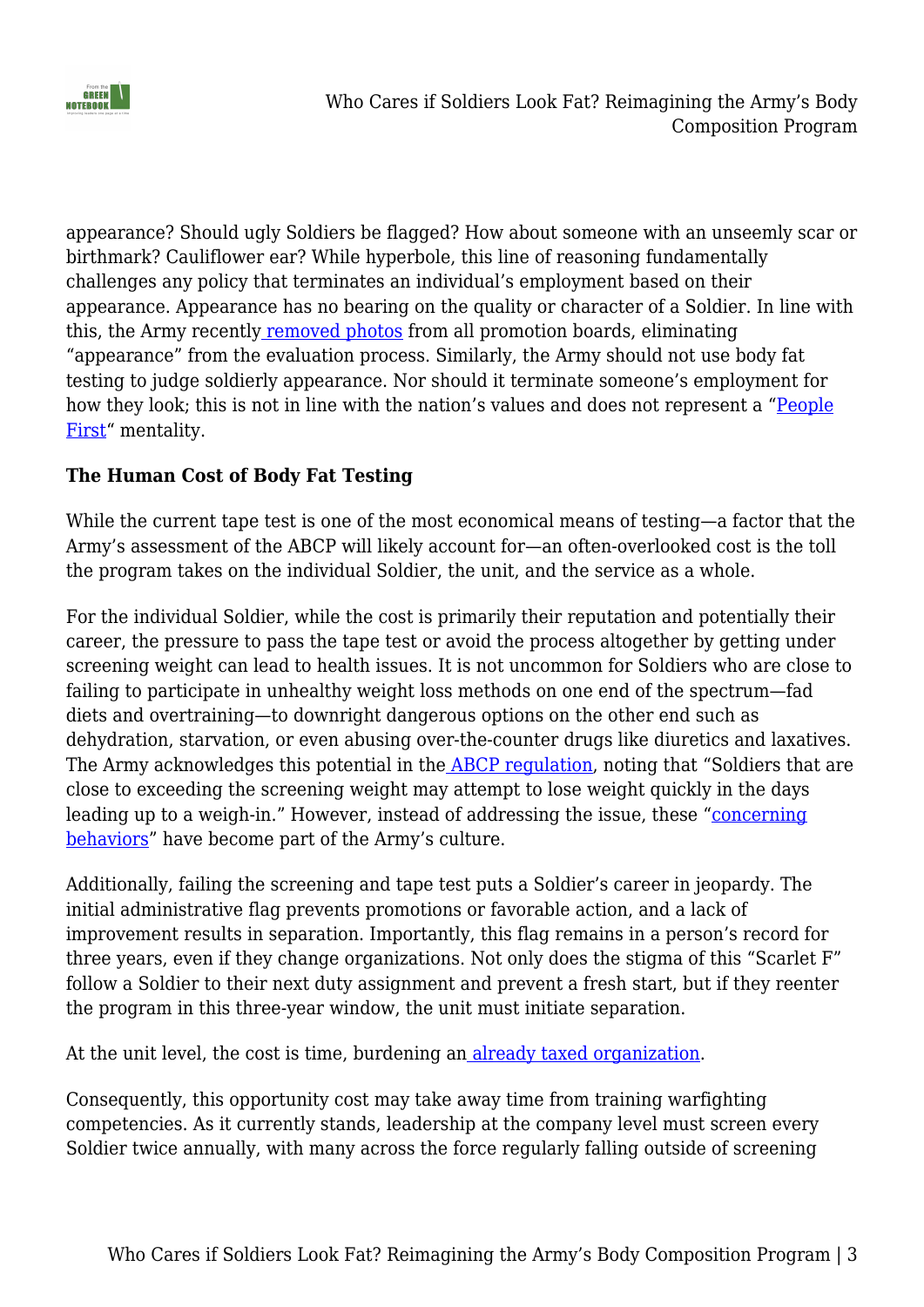appearance? Should ugly Soldiers be flagged? How about someone with an unseemly scar or birthmark? Cauliflower ear? While hyperbole, this line of reasoning fundamentally challenges any policy that terminates an individual's employment based on their appearance. Appearance has no bearing on the quality or character of a Soldier. In line with this, the Army recently removed photos from all promotion boards, eliminating "appearance" from the evaluation process. Similarly, the Army should not use body fat testing to judge soldierly appearance. Nor should it terminate someone's employment for how they look; this is not in line with the nation's values and does not represent a "People First" mentality.

**The Human Cost of Body Fat Testing**

While the current tape test is one of the most economical means of testing—a factor that the Army's assessment of the ABCP will likely account for—an often-overlooked cost is the toll the program takes on the individual Soldier, the unit, and the service as a whole.

For the individual Soldier, while the cost is primarily their reputation and potentially their career, the pressure to pass the tape test or avoid the process altogether by getting under screening weight can lead to health issues. It is not uncommon for Soldiers who are close to failing to participate in unhealthy weight loss methods on one end of the spectrum—fad diets and overtraining—to downright dangerous options on the other end such as dehydration, starvation, or even abusing over-the-counter drugs like diuretics and laxatives. The Army acknowledges this potential in the ABCP regulation, noting that "Soldiers that are close to exceeding the screening weight may attempt to lose weight quickly in the days leading up to a weigh-in." However, instead of addressing the issue, these "concerning behaviors" have become part of the Army's culture.

Additionally, failing the screening and tape test puts a Soldier's career in jeopardy. The initial administrative flag prevents promotions or favorable action, and a lack of improvement results in separation. Importantly, this flag remains in a person's record for three years, even if they change organizations. Not only does the stigma of this "Scarlet F" follow a Soldier to their next duty assignment and prevent a fresh start, but if they reenter the program in this three-year window, the unit must initiate separation.

At the unit level, the cost is time, burdening an already taxed organization.

Consequently, this opportunity cost may take away time from training warfighting competencies. As it currently stands, leadership at the company level must screen every Soldier twice annually, with many across the force regularly falling outside of screening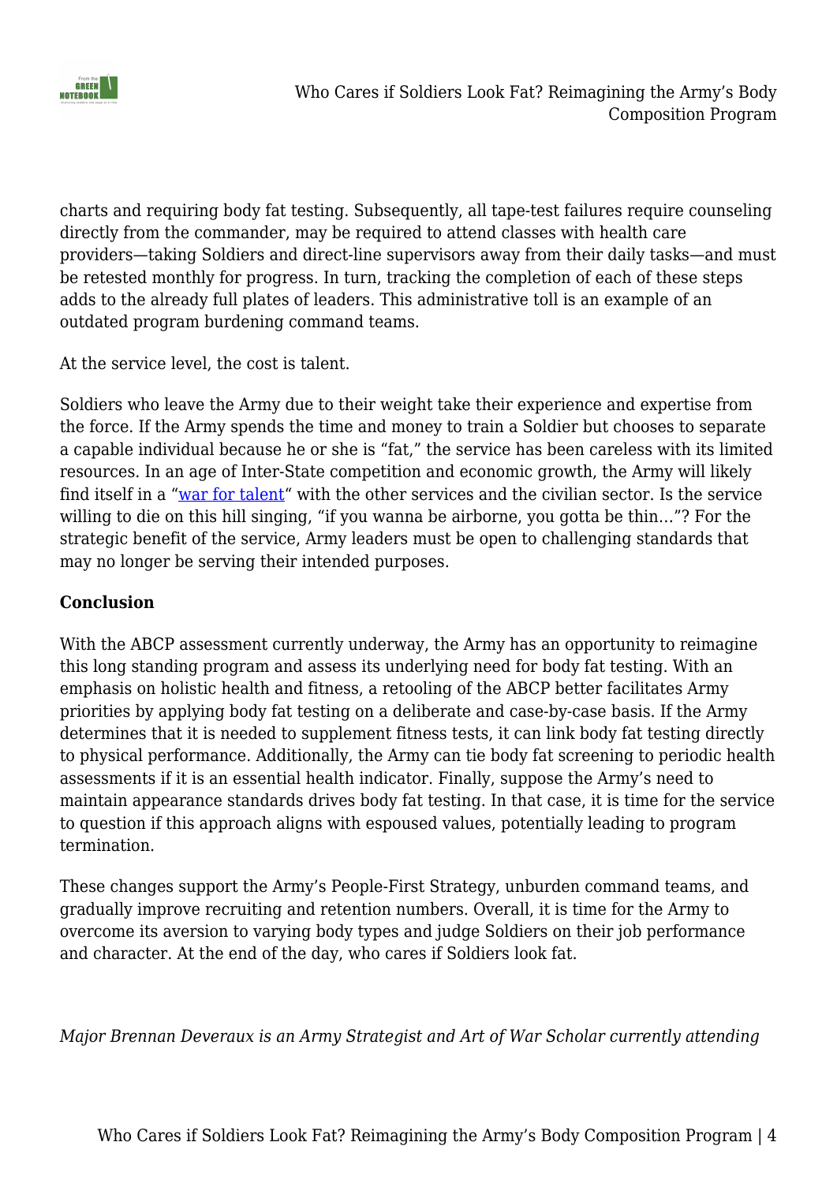charts and requiring body fat testing. Subsequently, all tape-test failures require counseling directly from the commander, may be required to attend classes with health care providers—taking Soldiers and direct-line supervisors away from their daily tasks—and must be retested monthly for progress. In turn, tracking the completion of each of these steps adds to the already full plates of leaders. This administrative toll is an example of an outdated program burdening command teams.

At the service level, the cost is talent.

Soldiers who leave the Army due to their weight take their experience and expertise from the force. If the Army spends the time and money to train a Soldier but chooses to separate a capable individual because he or she is "fat," the service has been careless with its limited resources. In an age of Inter-State competition and economic growth, the Army will likely find itself in a "war for talent" with the other services and the civilian sector. Is the service willing to die on this hill singing, "if you wanna be airborne, you gotta be thin…"? For the strategic benefit of the service, Army leaders must be open to challenging standards that may no longer be serving their intended purposes.

**Conclusion**

With the ABCP assessment currently underway, the Army has an opportunity to reimagine this long standing program and assess its underlying need for body fat testing. With an emphasis on holistic health and fitness, a retooling of the ABCP better facilitates Army priorities by applying body fat testing on a deliberate and case-by-case basis. If the Army determines that it is needed to supplement fitness tests, it can link body fat testing directly to physical performance. Additionally, the Army can tie body fat screening to periodic health assessments if it is an essential health indicator. Finally, suppose the Army's need to maintain appearance standards drives body fat testing. In that case, it is time for the service to question if this approach aligns with espoused values, potentially leading to program termination.

These changes support the Army's People-First Strategy, unburden command teams, and gradually improve recruiting and retention numbers. Overall, it is time for the Army to overcome its aversion to varying body types and judge Soldiers on their job performance and character. At the end of the day, who cares if Soldiers look fat.

*Major Brennan Deveraux is an Army Strategist and Art of War Scholar currently attending*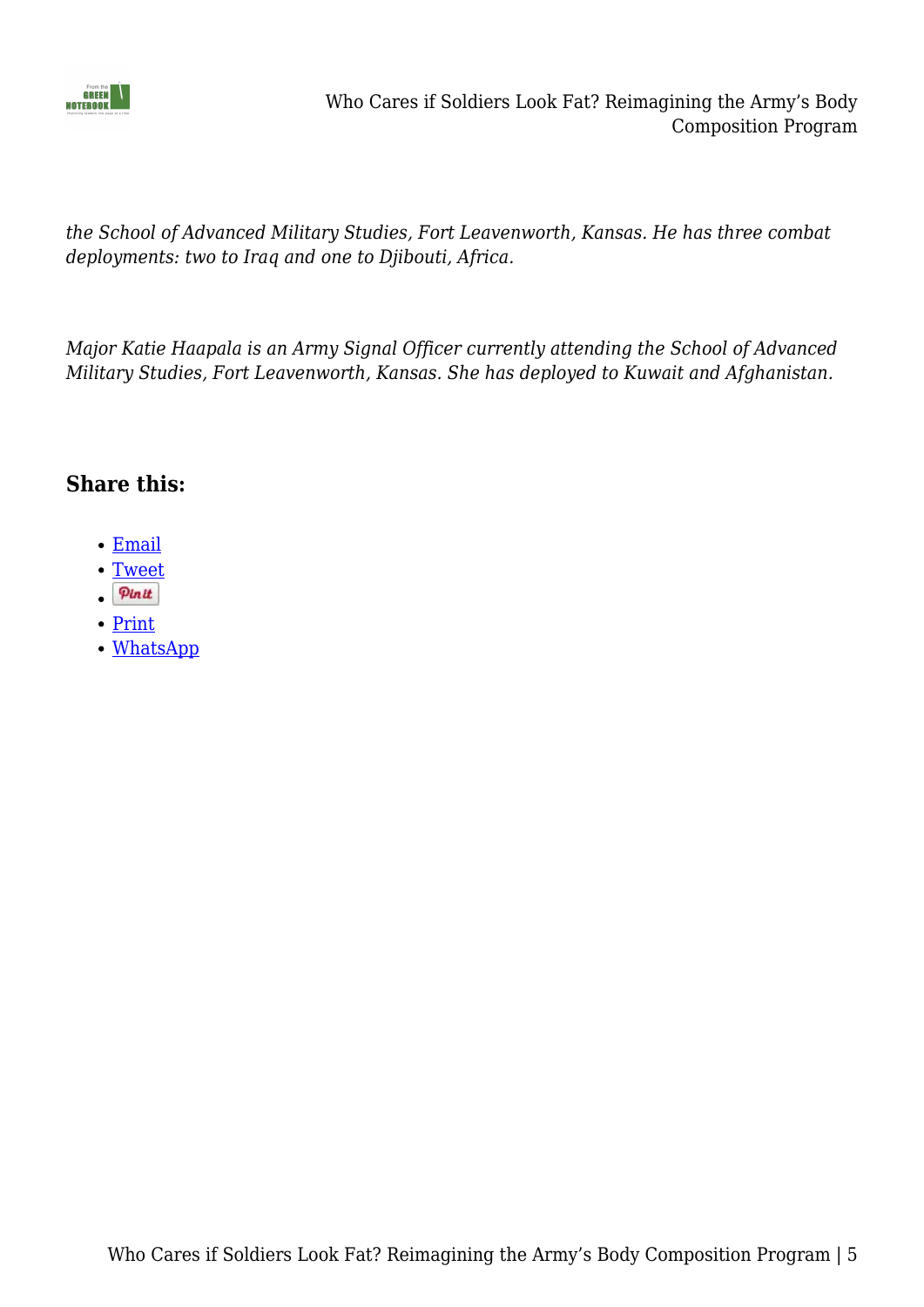*the School of Advanced Military Studies, Fort Leavenworth, Kansas. He has three combat deployments: two to Iraq and one to Djibouti, Africa.*

*Major Katie Haapala is an Army Signal Officer currently attending the School of Advanced Military Studies, Fort Leavenworth, Kansas. She has deployed to Kuwait and Afghanistan.*

### Share this:

- Email
- Tweet
- Pin it
- Print
- WhatsApp